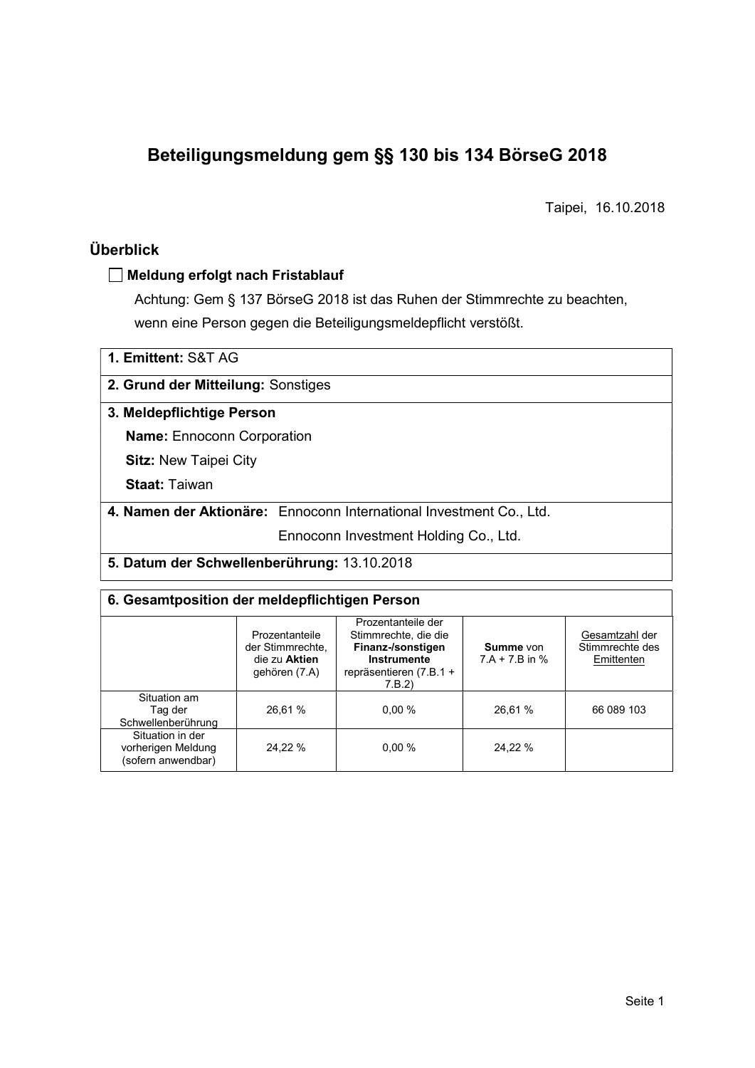# Beteiligungsmeldung gem §§ 130 bis 134 BörseG 2018

Taipei, 16.10.2018

## Überblick

- [ ] **Meldung erfolgt nach Fristablauf**

Achtung: Gem § 137 BörseG 2018 ist das Ruhen der Stimmrechte zu beachten, wenn eine Person gegen die Beteiligungsmeldepflicht verstößt.

**1. Emittent:** S&T AG

**2. Grund der Mitteilung:** Sonstiges

**3. Meldepflichtige Person**

**Name:** Ennoconn Corporation

**Sitz:** New Taipei City

**Staat:** Taiwan

**4. Namen der Aktionäre:** Ennoconn International Investment Co., Ltd.
Ennoconn Investment Holding Co., Ltd.

**5. Datum der Schwellenberührung:** 13.10.2018

**6. Gesamtposition der meldepflichtigen Person**

| | Prozentanteile der Stimmrechte, die zu **Aktien** gehören (7.A) | Prozentanteile der Stimmrechte, die die **Finanz-/sonstigen Instrumente** repräsentieren (7.B.1 + 7.B.2) | **Summe** von 7.A + 7.B in % | Gesamtzahl der Stimmrechte des Emittenten |
|---|---|---|---|---|
| Situation am Tag der Schwellenberührung | 26,61 % | 0,00 % | 26,61 % | 66 089 103 |
| Situation in der vorherigen Meldung (sofern anwendbar) | 24,22 % | 0,00 % | 24,22 % | |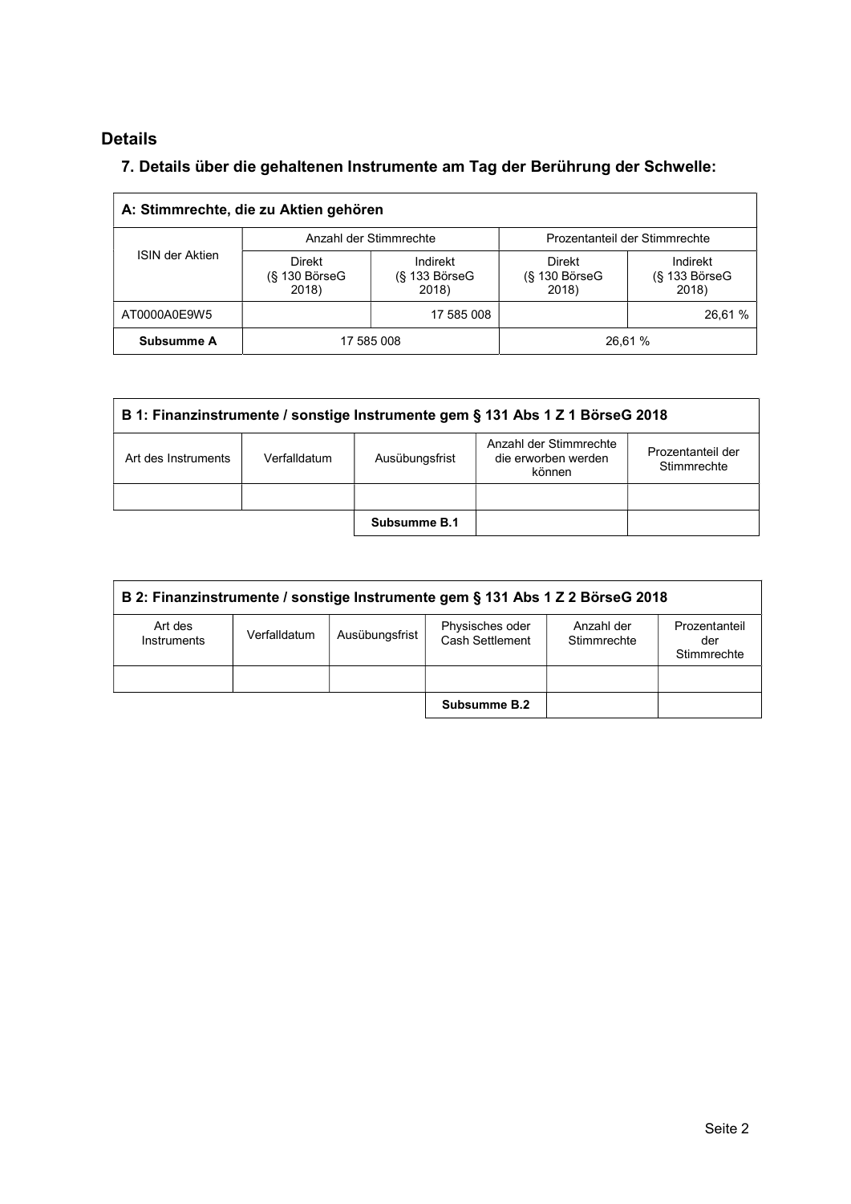## Details

### 7. Details über die gehaltenen Instrumente am Tag der Berührung der Schwelle:

| A: Stimmrechte, die zu Aktien gehören | | | | |
|---|---|---|---|---|
| ISIN der Aktien | Anzahl der Stimmrechte | | Prozentanteil der Stimmrechte | |
| | Direkt (§ 130 BörseG 2018) | Indirekt (§ 133 BörseG 2018) | Direkt (§ 130 BörseG 2018) | Indirekt (§ 133 BörseG 2018) |
| AT0000A0E9W5 | | 17 585 008 | | 26,61 % |
| **Subsumme A** | 17 585 008 | | 26,61 % | |

| B 1: Finanzinstrumente / sonstige Instrumente gem § 131 Abs 1 Z 1 BörseG 2018 | | | | |
|---|---|---|---|---|
| Art des Instruments | Verfalldatum | Ausübungsfrist | Anzahl der Stimmrechte die erworben werden können | Prozentanteil der Stimmrechte |
| | | | | |
| | | **Subsumme B.1** | | |

| B 2: Finanzinstrumente / sonstige Instrumente gem § 131 Abs 1 Z 2 BörseG 2018 | | | | | |
|---|---|---|---|---|---|
| Art des Instruments | Verfalldatum | Ausübungsfrist | Physisches oder Cash Settlement | Anzahl der Stimmrechte | Prozentanteil der Stimmrechte |
| | | | | | |
| | | | **Subsumme B.2** | | |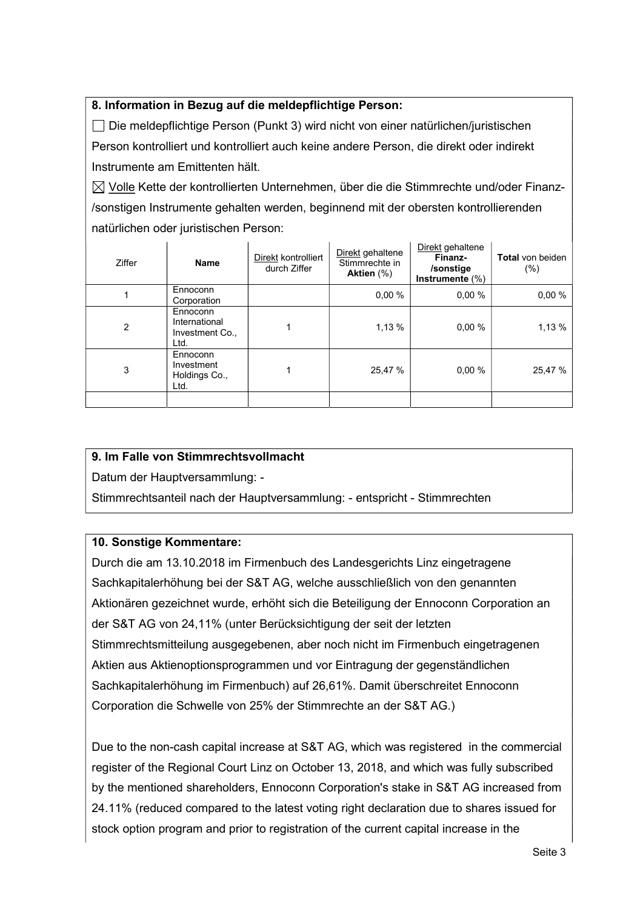### 8. Information in Bezug auf die meldepflichtige Person:

☐ Die meldepflichtige Person (Punkt 3) wird nicht von einer natürlichen/juristischen Person kontrolliert und kontrolliert auch keine andere Person, die direkt oder indirekt Instrumente am Emittenten hält.

☒ Volle Kette der kontrollierten Unternehmen, über die die Stimmrechte und/oder Finanz-/sonstigen Instrumente gehalten werden, beginnend mit der obersten kontrollierenden natürlichen oder juristischen Person:

| Ziffer | Name | Direkt kontrolliert durch Ziffer | Direkt gehaltene Stimmrechte in **Aktien** (%) | Direkt gehaltene **Finanz-/sonstige Instrumente** (%) | **Total** von beiden (%) |
|---|---|---|---|---|---|
| 1 | Ennoconn Corporation | | 0,00 % | 0,00 % | 0,00 % |
| 2 | Ennoconn International Investment Co., Ltd. | 1 | 1,13 % | 0,00 % | 1,13 % |
| 3 | Ennoconn Investment Holdings Co., Ltd. | 1 | 25,47 % | 0,00 % | 25,47 % |
| | | | | | |

### 9. Im Falle von Stimmrechtsvollmacht

Datum der Hauptversammlung: -

Stimmrechtsanteil nach der Hauptversammlung: - entspricht - Stimmrechten

### 10. Sonstige Kommentare:

Durch die am 13.10.2018 im Firmenbuch des Landesgerichts Linz eingetragene Sachkapitalerhöhung bei der S&T AG, welche ausschließlich von den genannten Aktionären gezeichnet wurde, erhöht sich die Beteiligung der Ennoconn Corporation an der S&T AG von 24,11% (unter Berücksichtigung der seit der letzten Stimmrechtsmitteilung ausgegebenen, aber noch nicht im Firmenbuch eingetragenen Aktien aus Aktienoptionsprogrammen und vor Eintragung der gegenständlichen Sachkapitalerhöhung im Firmenbuch) auf 26,61%. Damit überschreitet Ennoconn Corporation die Schwelle von 25% der Stimmrechte an der S&T AG.)

Due to the non-cash capital increase at S&T AG, which was registered in the commercial register of the Regional Court Linz on October 13, 2018, and which was fully subscribed by the mentioned shareholders, Ennoconn Corporation's stake in S&T AG increased from 24.11% (reduced compared to the latest voting right declaration due to shares issued for stock option program and prior to registration of the current capital increase in the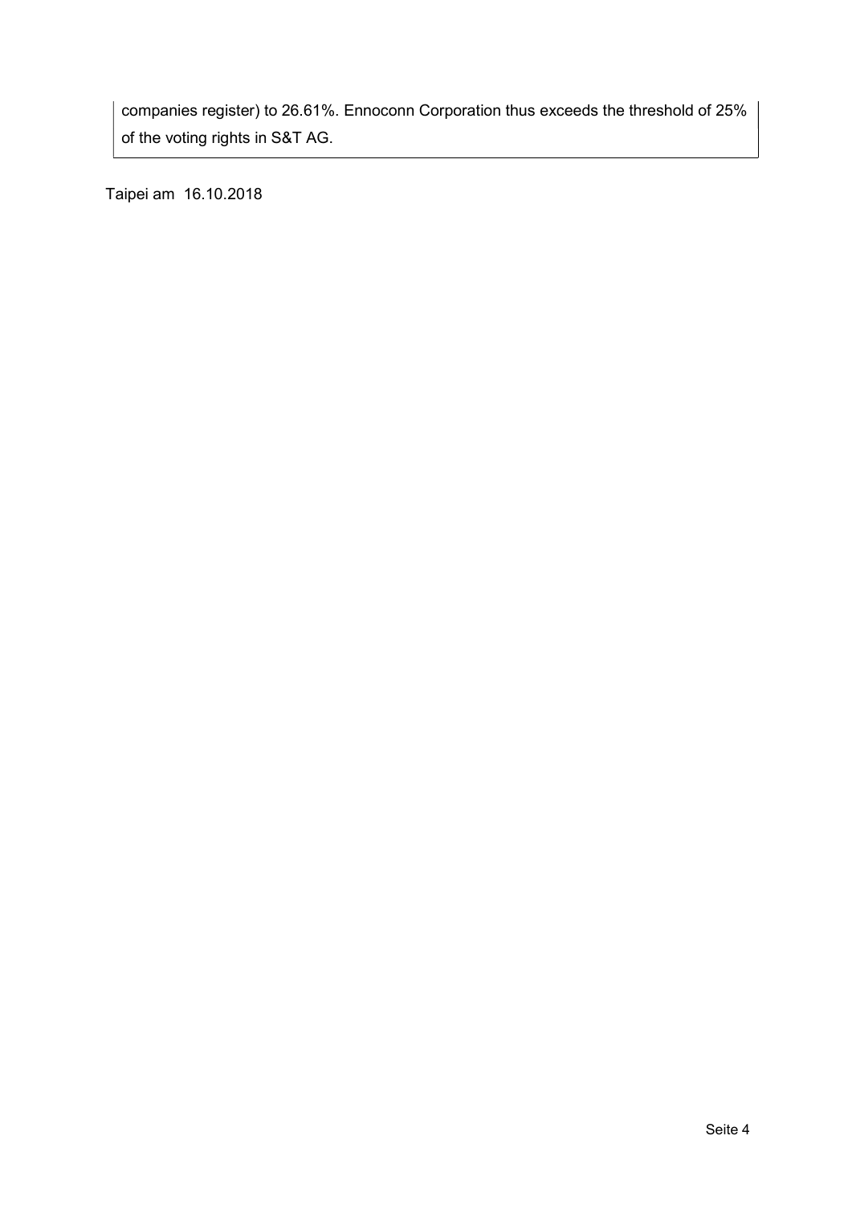companies register) to 26.61%. Ennoconn Corporation thus exceeds the threshold of 25% of the voting rights in S&T AG.

Taipei am 16.10.2018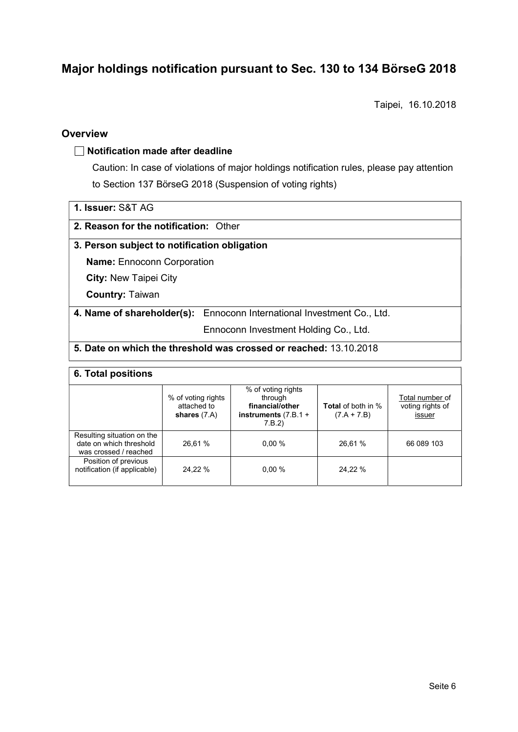# Major holdings notification pursuant to Sec. 130 to 134 BörseG 2018

Taipei, 16.10.2018

## Overview

☐ **Notification made after deadline**

Caution: In case of violations of major holdings notification rules, please pay attention to Section 137 BörseG 2018 (Suspension of voting rights)

**1. Issuer:** S&T AG

**2. Reason for the notification:** Other

**3. Person subject to notification obligation**

**Name:** Ennoconn Corporation

**City:** New Taipei City

**Country:** Taiwan

**4. Name of shareholder(s):** Ennoconn International Investment Co., Ltd.
Ennoconn Investment Holding Co., Ltd.

**5. Date on which the threshold was crossed or reached:** 13.10.2018

**6. Total positions**

| | % of voting rights attached to **shares** (7.A) | % of voting rights through **financial/other instruments** (7.B.1 + 7.B.2) | **Total** of both in % (7.A + 7.B) | Total number of voting rights of issuer |
|---|---|---|---|---|
| Resulting situation on the date on which threshold was crossed / reached | 26,61 % | 0,00 % | 26,61 % | 66 089 103 |
| Position of previous notification (if applicable) | 24,22 % | 0,00 % | 24,22 % | |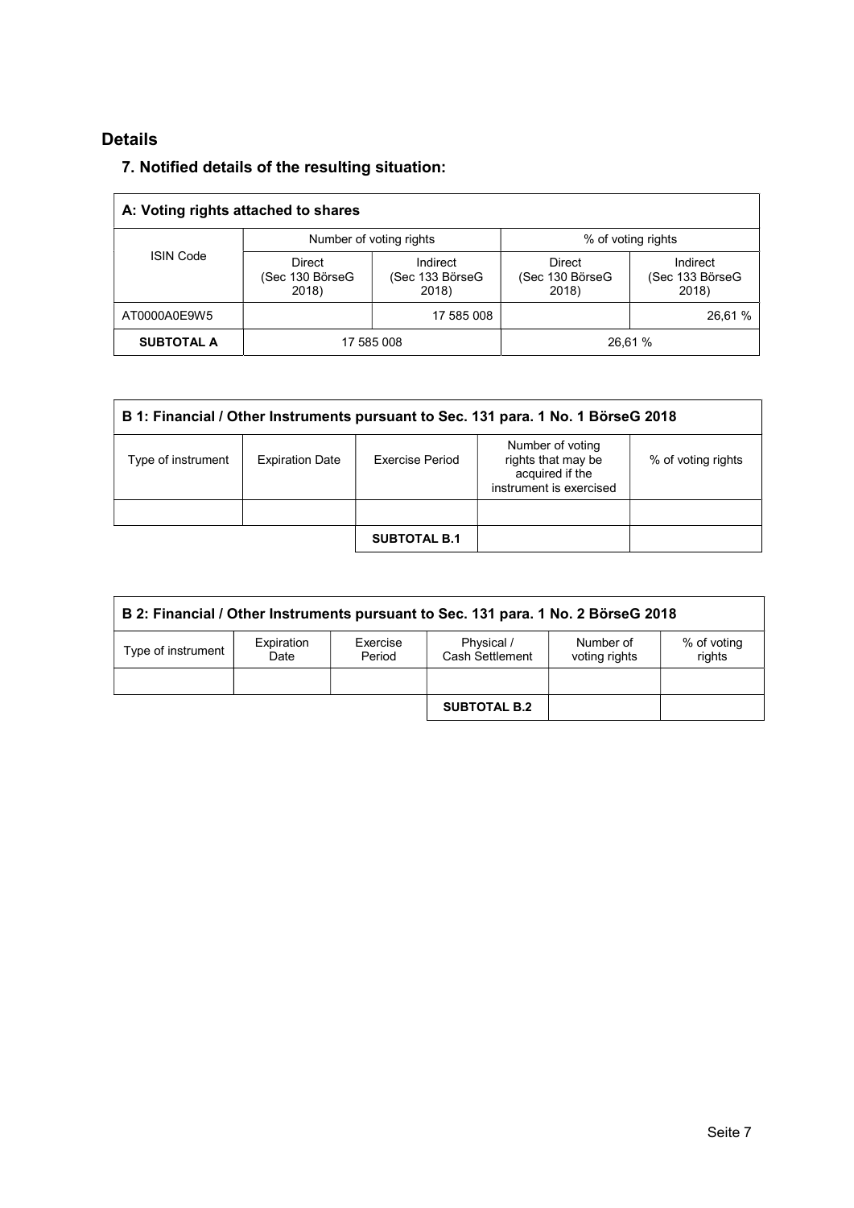## Details

### 7. Notified details of the resulting situation:

| A: Voting rights attached to shares | | | | |
|---|---|---|---|---|
| ISIN Code | Number of voting rights | | % of voting rights | |
| | Direct (Sec 130 BörseG 2018) | Indirect (Sec 133 BörseG 2018) | Direct (Sec 130 BörseG 2018) | Indirect (Sec 133 BörseG 2018) |
| AT0000A0E9W5 | | 17 585 008 | | 26,61 % |
| **SUBTOTAL A** | 17 585 008 | | 26,61 % | |

| B 1: Financial / Other Instruments pursuant to Sec. 131 para. 1 No. 1 BörseG 2018 | | | | |
|---|---|---|---|---|
| Type of instrument | Expiration Date | Exercise Period | Number of voting rights that may be acquired if the instrument is exercised | % of voting rights |
| | | | | |
| | | **SUBTOTAL B.1** | | |

| B 2: Financial / Other Instruments pursuant to Sec. 131 para. 1 No. 2 BörseG 2018 | | | | | |
|---|---|---|---|---|---|
| Type of instrument | Expiration Date | Exercise Period | Physical / Cash Settlement | Number of voting rights | % of voting rights |
| | | | | | |
| | | | **SUBTOTAL B.2** | | |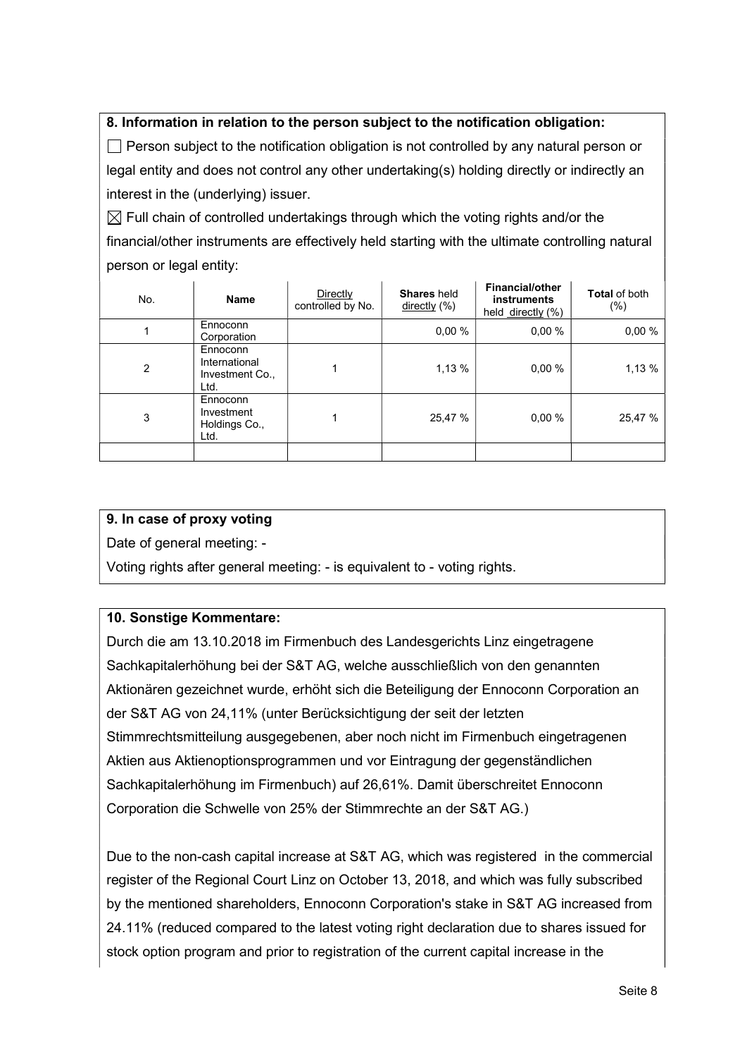### 8. Information in relation to the person subject to the notification obligation:

☐ Person subject to the notification obligation is not controlled by any natural person or legal entity and does not control any other undertaking(s) holding directly or indirectly an interest in the (underlying) issuer.

☒ Full chain of controlled undertakings through which the voting rights and/or the financial/other instruments are effectively held starting with the ultimate controlling natural person or legal entity:

| No. | Name | Directly controlled by No. | Shares held directly (%) | Financial/other instruments held directly (%) | Total of both (%) |
|---|---|---|---|---|---|
| 1 | Ennoconn Corporation | | 0,00 % | 0,00 % | 0,00 % |
| 2 | Ennoconn International Investment Co., Ltd. | 1 | 1,13 % | 0,00 % | 1,13 % |
| 3 | Ennoconn Investment Holdings Co., Ltd. | 1 | 25,47 % | 0,00 % | 25,47 % |
| | | | | | |

### 9. In case of proxy voting

Date of general meeting: -

Voting rights after general meeting: - is equivalent to - voting rights.

### 10. Sonstige Kommentare:

Durch die am 13.10.2018 im Firmenbuch des Landesgerichts Linz eingetragene Sachkapitalerhöhung bei der S&T AG, welche ausschließlich von den genannten Aktionären gezeichnet wurde, erhöht sich die Beteiligung der Ennoconn Corporation an der S&T AG von 24,11% (unter Berücksichtigung der seit der letzten Stimmrechtsmitteilung ausgegebenen, aber noch nicht im Firmenbuch eingetragenen Aktien aus Aktienoptionsprogrammen und vor Eintragung der gegenständlichen Sachkapitalerhöhung im Firmenbuch) auf 26,61%. Damit überschreitet Ennoconn Corporation die Schwelle von 25% der Stimmrechte an der S&T AG.)

Due to the non-cash capital increase at S&T AG, which was registered in the commercial register of the Regional Court Linz on October 13, 2018, and which was fully subscribed by the mentioned shareholders, Ennoconn Corporation's stake in S&T AG increased from 24.11% (reduced compared to the latest voting right declaration due to shares issued for stock option program and prior to registration of the current capital increase in the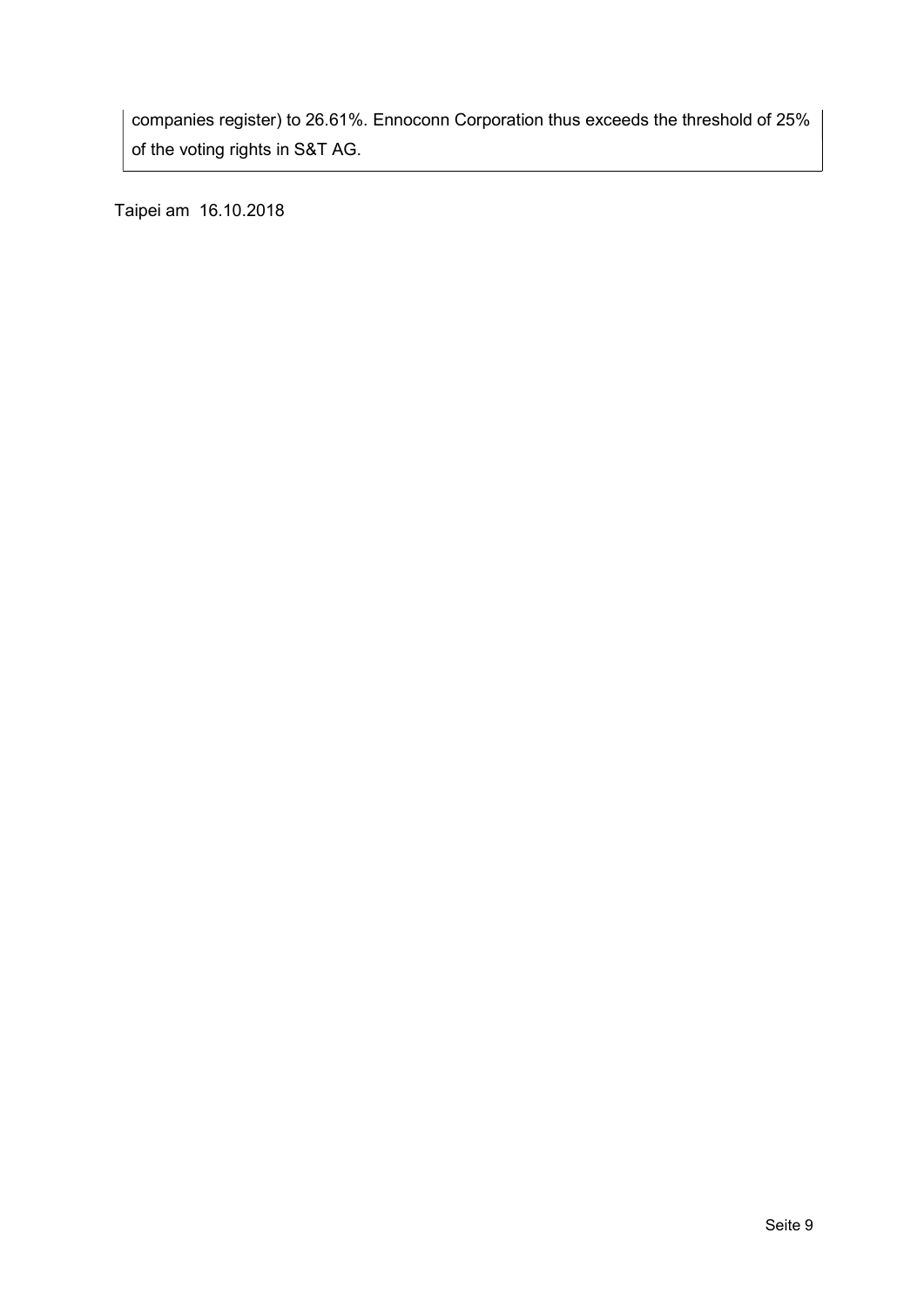companies register) to 26.61%. Ennoconn Corporation thus exceeds the threshold of 25% of the voting rights in S&T AG.

Taipei am 16.10.2018